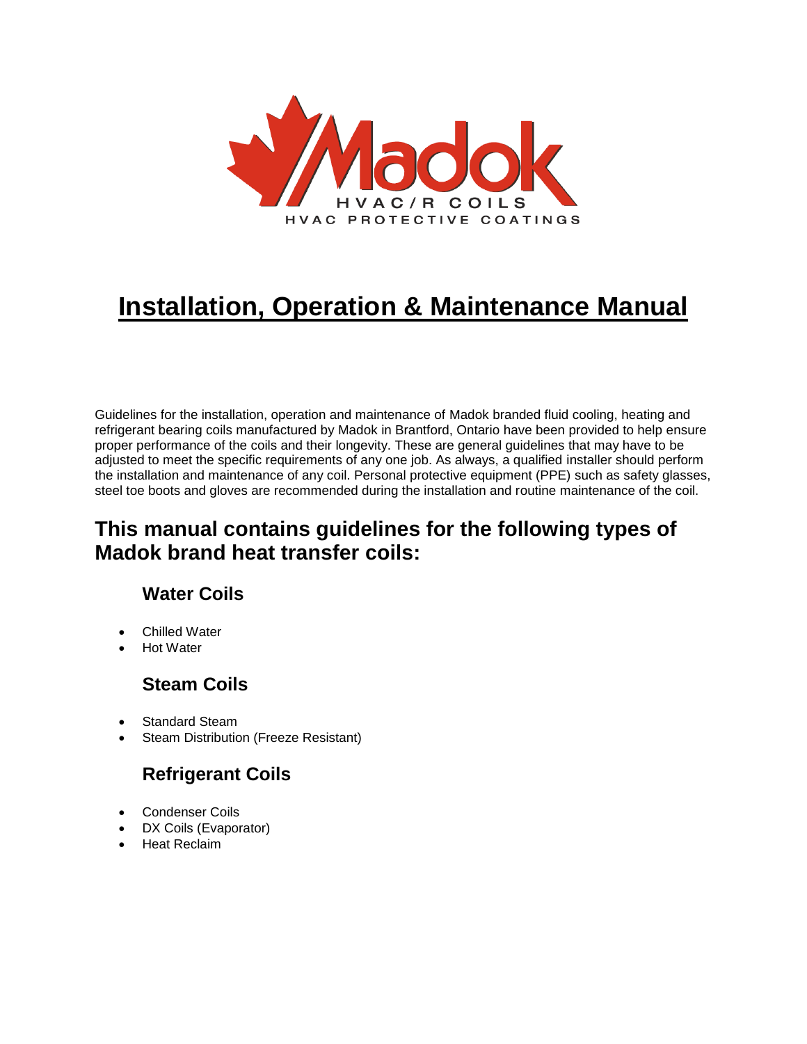# Installation, Operation & Maintenance Manual

Guidelines for the installation, operation and maintenance of Madok branded fluid cooling, heating and refrigerant bearing coils manufactured by Madok in Brantford, Ontario have been provided to help ensure proper performance of the coils and their longevity. These are general guidelines that may have to be adjusted to meet the specific requirements of any one job. As always, a qualified installer should perform the installation and maintenance of any coil. Personal protective equipment (PPE) such as safety glasses, steel toe boots and gloves are recommended during the installation and routine maintenance of the coil.

## This manual contains guidelines for the following types of Madok brand heat transfer coils:

### Water Coils

- Chilled Water
- Hot Water

### Steam Coils

- Standard Steam
- Steam Distribution (Freeze Resistant)

### Refrigerant Coils

- Condenser Coils
- DX Coils (Evaporator)
- Heat Reclaim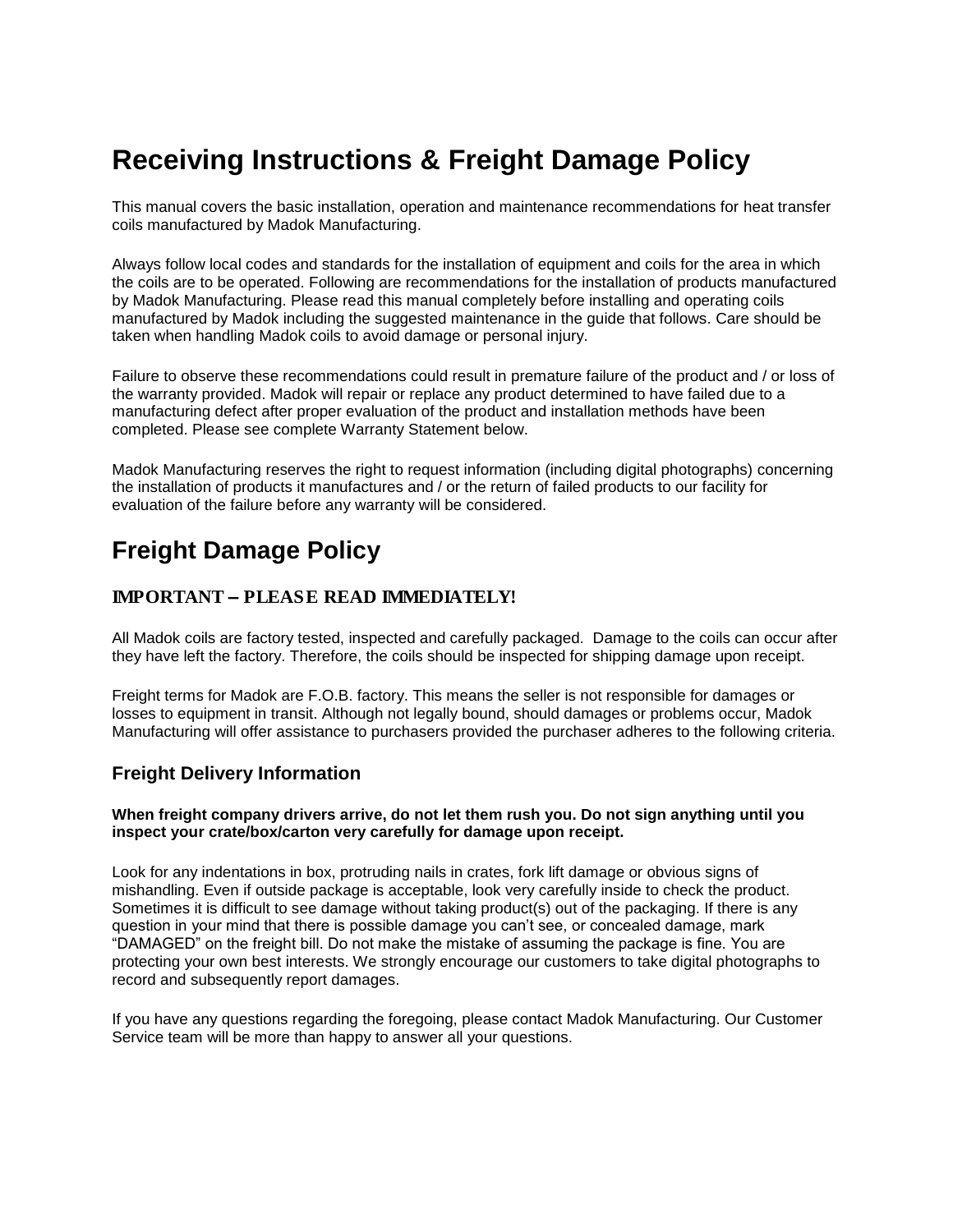# Receiving Instructions & Freight Damage Policy

This manual covers the basic installation, operation and maintenance recommendations for heat transfer coils manufactured by Madok Manufacturing.

Always follow local codes and standards for the installation of equipment and coils for the area in which the coils are to be operated. Following are recommendations for the installation of products manufactured by Madok Manufacturing. Please read this manual completely before installing and operating coils manufactured by Madok including the suggested maintenance in the guide that follows. Care should be taken when handling Madok coils to avoid damage or personal injury.

Failure to observe these recommendations could result in premature failure of the product and / or loss of the warranty provided. Madok will repair or replace any product determined to have failed due to a manufacturing defect after proper evaluation of the product and installation methods have been completed. Please see complete Warranty Statement below.

Madok Manufacturing reserves the right to request information (including digital photographs) concerning the installation of products it manufactures and / or the return of failed products to our facility for evaluation of the failure before any warranty will be considered.

# Freight Damage Policy

### IMPORTANT – PLEASE READ IMMEDIATELY!

All Madok coils are factory tested, inspected and carefully packaged. Damage to the coils can occur after they have left the factory. Therefore, the coils should be inspected for shipping damage upon receipt.

Freight terms for Madok are F.O.B. factory. This means the seller is not responsible for damages or losses to equipment in transit. Although not legally bound, should damages or problems occur, Madok Manufacturing will offer assistance to purchasers provided the purchaser adheres to the following criteria.

## Freight Delivery Information

**When freight company drivers arrive, do not let them rush you. Do not sign anything until you inspect your crate/box/carton very carefully for damage upon receipt.**

Look for any indentations in box, protruding nails in crates, fork lift damage or obvious signs of mishandling. Even if outside package is acceptable, look very carefully inside to check the product. Sometimes it is difficult to see damage without taking product(s) out of the packaging. If there is any question in your mind that there is possible damage you can't see, or concealed damage, mark "DAMAGED" on the freight bill. Do not make the mistake of assuming the package is fine. You are protecting your own best interests. We strongly encourage our customers to take digital photographs to record and subsequently report damages.

If you have any questions regarding the foregoing, please contact Madok Manufacturing. Our Customer Service team will be more than happy to answer all your questions.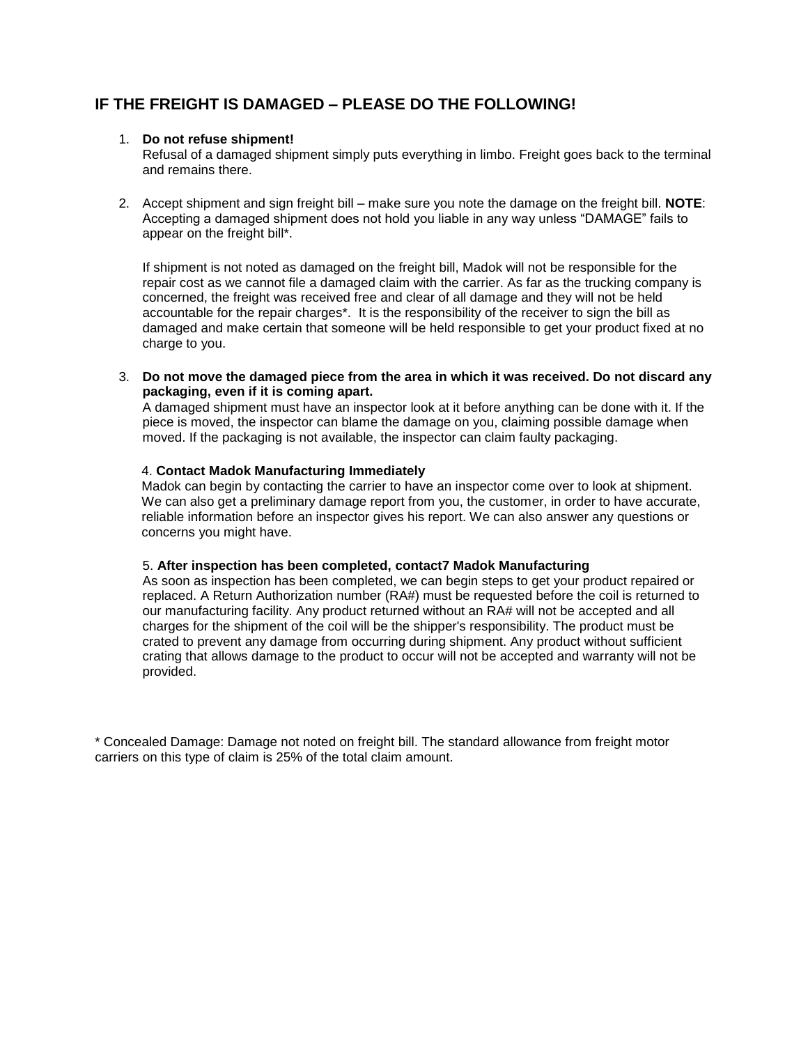## IF THE FREIGHT IS DAMAGED – PLEASE DO THE FOLLOWING!

1. **Do not refuse shipment!**
   Refusal of a damaged shipment simply puts everything in limbo. Freight goes back to the terminal and remains there.

2. Accept shipment and sign freight bill – make sure you note the damage on the freight bill. **NOTE**: Accepting a damaged shipment does not hold you liable in any way unless "DAMAGE" fails to appear on the freight bill*.

   If shipment is not noted as damaged on the freight bill, Madok will not be responsible for the repair cost as we cannot file a damaged claim with the carrier. As far as the trucking company is concerned, the freight was received free and clear of all damage and they will not be held accountable for the repair charges*. It is the responsibility of the receiver to sign the bill as damaged and make certain that someone will be held responsible to get your product fixed at no charge to you.

3. **Do not move the damaged piece from the area in which it was received. Do not discard any packaging, even if it is coming apart.**
   A damaged shipment must have an inspector look at it before anything can be done with it. If the piece is moved, the inspector can blame the damage on you, claiming possible damage when moved. If the packaging is not available, the inspector can claim faulty packaging.

4. **Contact Madok Manufacturing Immediately**
   Madok can begin by contacting the carrier to have an inspector come over to look at shipment. We can also get a preliminary damage report from you, the customer, in order to have accurate, reliable information before an inspector gives his report. We can also answer any questions or concerns you might have.

5. **After inspection has been completed, contact7 Madok Manufacturing**
   As soon as inspection has been completed, we can begin steps to get your product repaired or replaced. A Return Authorization number (RA#) must be requested before the coil is returned to our manufacturing facility. Any product returned without an RA# will not be accepted and all charges for the shipment of the coil will be the shipper's responsibility. The product must be crated to prevent any damage from occurring during shipment. Any product without sufficient crating that allows damage to the product to occur will not be accepted and warranty will not be provided.

* Concealed Damage: Damage not noted on freight bill. The standard allowance from freight motor carriers on this type of claim is 25% of the total claim amount.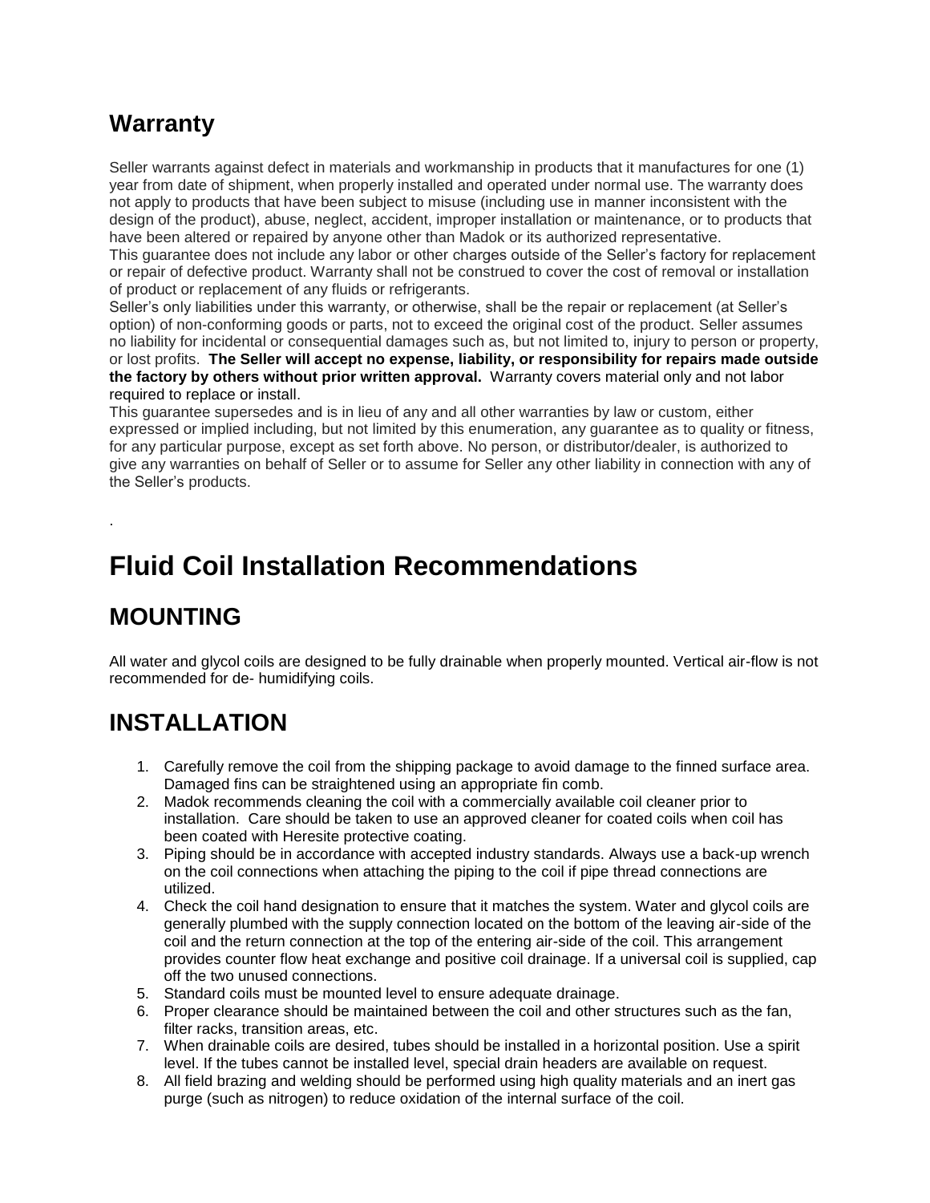## Warranty

Seller warrants against defect in materials and workmanship in products that it manufactures for one (1) year from date of shipment, when properly installed and operated under normal use. The warranty does not apply to products that have been subject to misuse (including use in manner inconsistent with the design of the product), abuse, neglect, accident, improper installation or maintenance, or to products that have been altered or repaired by anyone other than Madok or its authorized representative.
This guarantee does not include any labor or other charges outside of the Seller's factory for replacement or repair of defective product. Warranty shall not be construed to cover the cost of removal or installation of product or replacement of any fluids or refrigerants.
Seller's only liabilities under this warranty, or otherwise, shall be the repair or replacement (at Seller's option) of non-conforming goods or parts, not to exceed the original cost of the product. Seller assumes no liability for incidental or consequential damages such as, but not limited to, injury to person or property, or lost profits. **The Seller will accept no expense, liability, or responsibility for repairs made outside the factory by others without prior written approval.** Warranty covers material only and not labor required to replace or install.
This guarantee supersedes and is in lieu of any and all other warranties by law or custom, either expressed or implied including, but not limited by this enumeration, any guarantee as to quality or fitness, for any particular purpose, except as set forth above. No person, or distributor/dealer, is authorized to give any warranties on behalf of Seller or to assume for Seller any other liability in connection with any of the Seller's products.

.

# Fluid Coil Installation Recommendations

## MOUNTING

All water and glycol coils are designed to be fully drainable when properly mounted. Vertical air-flow is not recommended for de- humidifying coils.

## INSTALLATION

1. Carefully remove the coil from the shipping package to avoid damage to the finned surface area. Damaged fins can be straightened using an appropriate fin comb.
2. Madok recommends cleaning the coil with a commercially available coil cleaner prior to installation. Care should be taken to use an approved cleaner for coated coils when coil has been coated with Heresite protective coating.
3. Piping should be in accordance with accepted industry standards. Always use a back-up wrench on the coil connections when attaching the piping to the coil if pipe thread connections are utilized.
4. Check the coil hand designation to ensure that it matches the system. Water and glycol coils are generally plumbed with the supply connection located on the bottom of the leaving air-side of the coil and the return connection at the top of the entering air-side of the coil. This arrangement provides counter flow heat exchange and positive coil drainage. If a universal coil is supplied, cap off the two unused connections.
5. Standard coils must be mounted level to ensure adequate drainage.
6. Proper clearance should be maintained between the coil and other structures such as the fan, filter racks, transition areas, etc.
7. When drainable coils are desired, tubes should be installed in a horizontal position. Use a spirit level. If the tubes cannot be installed level, special drain headers are available on request.
8. All field brazing and welding should be performed using high quality materials and an inert gas purge (such as nitrogen) to reduce oxidation of the internal surface of the coil.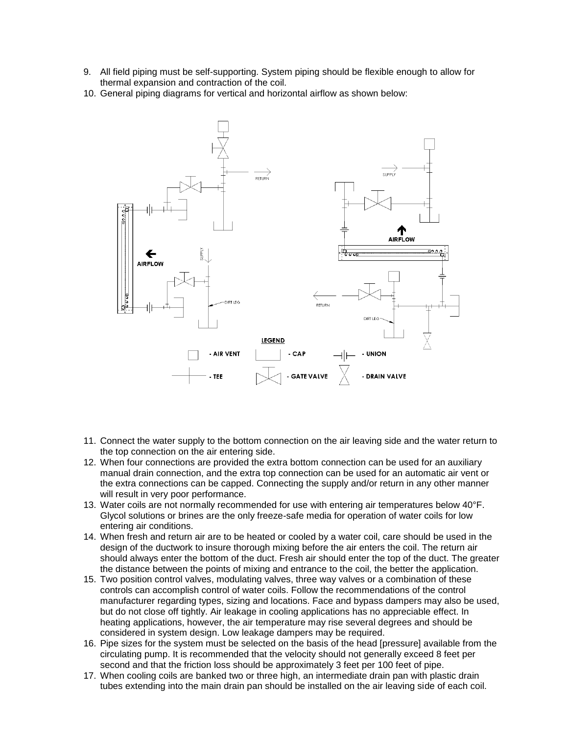9. All field piping must be self-supporting. System piping should be flexible enough to allow for thermal expansion and contraction of the coil.
10. General piping diagrams for vertical and horizontal airflow as shown below:

11. Connect the water supply to the bottom connection on the air leaving side and the water return to the top connection on the air entering side.
12. When four connections are provided the extra bottom connection can be used for an auxiliary manual drain connection, and the extra top connection can be used for an automatic air vent or the extra connections can be capped. Connecting the supply and/or return in any other manner will result in very poor performance.
13. Water coils are not normally recommended for use with entering air temperatures below 40°F. Glycol solutions or brines are the only freeze-safe media for operation of water coils for low entering air conditions.
14. When fresh and return air are to be heated or cooled by a water coil, care should be used in the design of the ductwork to insure thorough mixing before the air enters the coil. The return air should always enter the bottom of the duct. Fresh air should enter the top of the duct. The greater the distance between the points of mixing and entrance to the coil, the better the application.
15. Two position control valves, modulating valves, three way valves or a combination of these controls can accomplish control of water coils. Follow the recommendations of the control manufacturer regarding types, sizing and locations. Face and bypass dampers may also be used, but do not close off tightly. Air leakage in cooling applications has no appreciable effect. In heating applications, however, the air temperature may rise several degrees and should be considered in system design. Low leakage dampers may be required.
16. Pipe sizes for the system must be selected on the basis of the head [pressure] available from the circulating pump. It is recommended that the velocity should not generally exceed 8 feet per second and that the friction loss should be approximately 3 feet per 100 feet of pipe.
17. When cooling coils are banked two or three high, an intermediate drain pan with plastic drain tubes extending into the main drain pan should be installed on the air leaving side of each coil.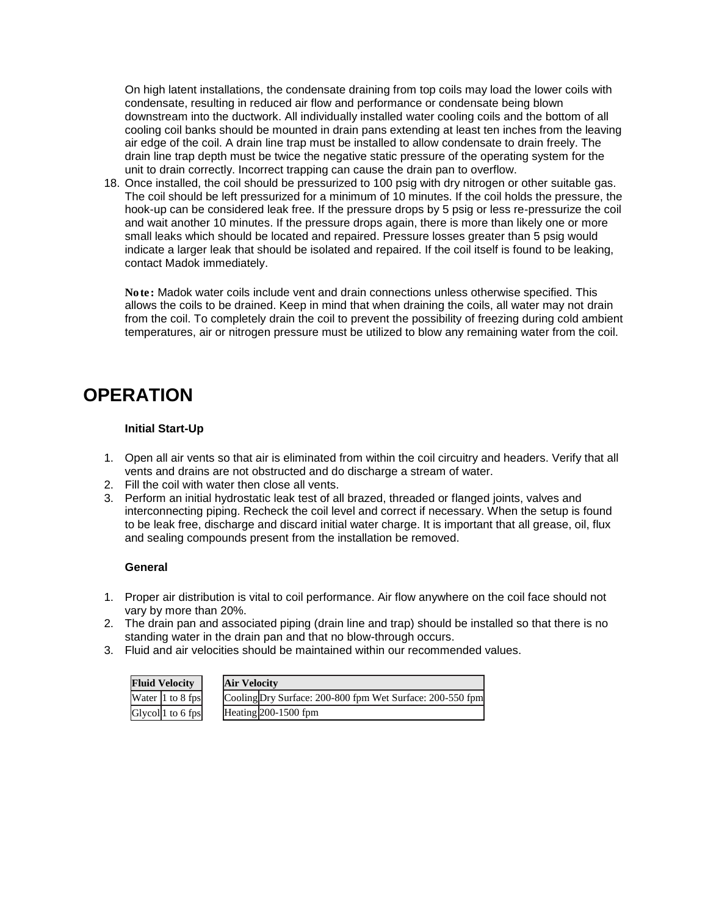On high latent installations, the condensate draining from top coils may load the lower coils with condensate, resulting in reduced air flow and performance or condensate being blown downstream into the ductwork. All individually installed water cooling coils and the bottom of all cooling coil banks should be mounted in drain pans extending at least ten inches from the leaving air edge of the coil. A drain line trap must be installed to allow condensate to drain freely. The drain line trap depth must be twice the negative static pressure of the operating system for the unit to drain correctly. Incorrect trapping can cause the drain pan to overflow.

18. Once installed, the coil should be pressurized to 100 psig with dry nitrogen or other suitable gas. The coil should be left pressurized for a minimum of 10 minutes. If the coil holds the pressure, the hook-up can be considered leak free. If the pressure drops by 5 psig or less re-pressurize the coil and wait another 10 minutes. If the pressure drops again, there is more than likely one or more small leaks which should be located and repaired. Pressure losses greater than 5 psig would indicate a larger leak that should be isolated and repaired. If the coil itself is found to be leaking, contact Madok immediately.

    **Note:** Madok water coils include vent and drain connections unless otherwise specified. This allows the coils to be drained. Keep in mind that when draining the coils, all water may not drain from the coil. To completely drain the coil to prevent the possibility of freezing during cold ambient temperatures, air or nitrogen pressure must be utilized to blow any remaining water from the coil.

# OPERATION

### Initial Start-Up

1. Open all air vents so that air is eliminated from within the coil circuitry and headers. Verify that all vents and drains are not obstructed and do discharge a stream of water.
2. Fill the coil with water then close all vents.
3. Perform an initial hydrostatic leak test of all brazed, threaded or flanged joints, valves and interconnecting piping. Recheck the coil level and correct if necessary. When the setup is found to be leak free, discharge and discard initial water charge. It is important that all grease, oil, flux and sealing compounds present from the installation be removed.

### General

1. Proper air distribution is vital to coil performance. Air flow anywhere on the coil face should not vary by more than 20%.
2. The drain pan and associated piping (drain line and trap) should be installed so that there is no standing water in the drain pan and that no blow-through occurs.
3. Fluid and air velocities should be maintained within our recommended values.

| Fluid Velocity | |
|---|---|
| Water | 1 to 8 fps |
| Glycol | 1 to 6 fps |

| Air Velocity | |
|---|---|
| Cooling | Dry Surface: 200-800 fpm Wet Surface: 200-550 fpm |
| Heating | 200-1500 fpm |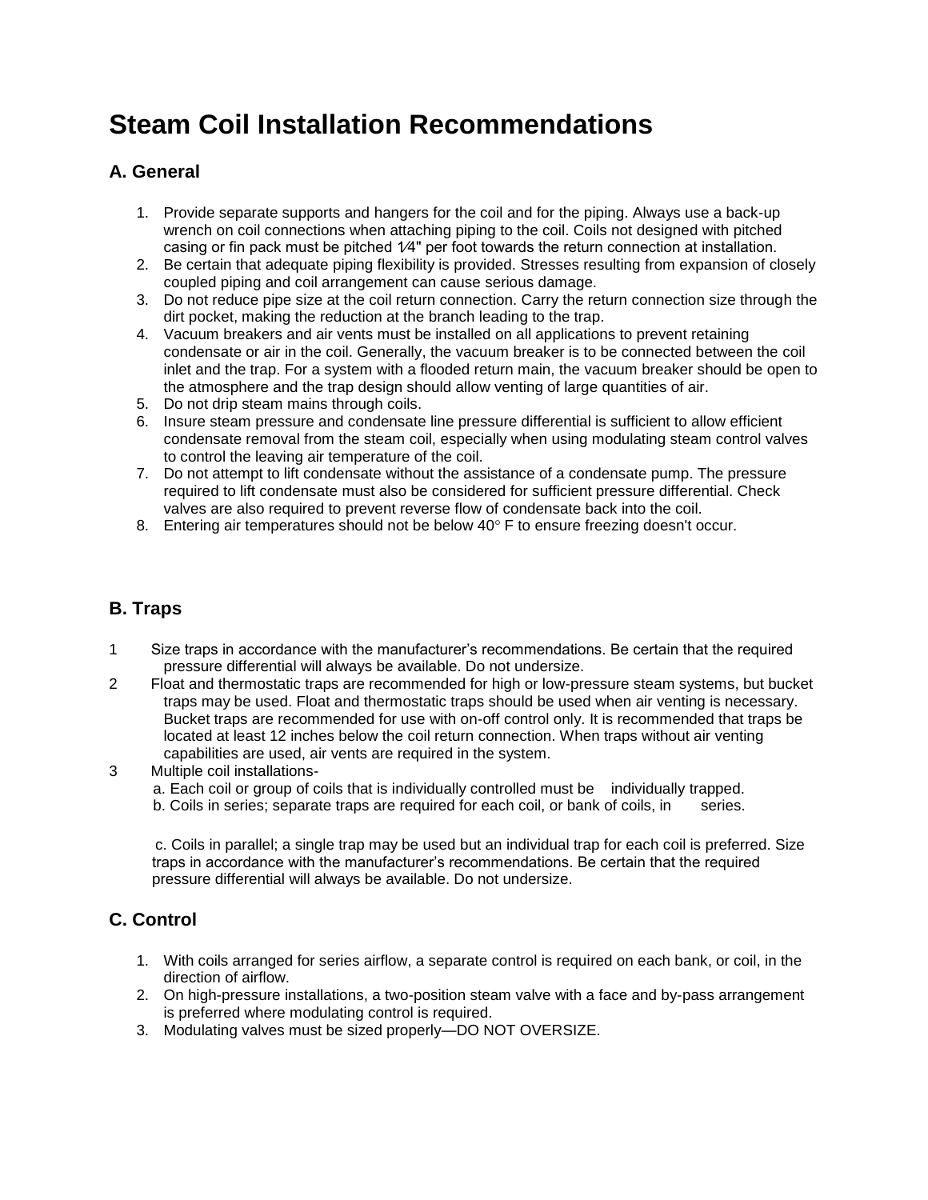# Steam Coil Installation Recommendations

## A. General

1. Provide separate supports and hangers for the coil and for the piping. Always use a back-up wrench on coil connections when attaching piping to the coil. Coils not designed with pitched casing or fin pack must be pitched 1⁄4" per foot towards the return connection at installation.
2. Be certain that adequate piping flexibility is provided. Stresses resulting from expansion of closely coupled piping and coil arrangement can cause serious damage.
3. Do not reduce pipe size at the coil return connection. Carry the return connection size through the dirt pocket, making the reduction at the branch leading to the trap.
4. Vacuum breakers and air vents must be installed on all applications to prevent retaining condensate or air in the coil. Generally, the vacuum breaker is to be connected between the coil inlet and the trap. For a system with a flooded return main, the vacuum breaker should be open to the atmosphere and the trap design should allow venting of large quantities of air.
5. Do not drip steam mains through coils.
6. Insure steam pressure and condensate line pressure differential is sufficient to allow efficient condensate removal from the steam coil, especially when using modulating steam control valves to control the leaving air temperature of the coil.
7. Do not attempt to lift condensate without the assistance of a condensate pump. The pressure required to lift condensate must also be considered for sufficient pressure differential. Check valves are also required to prevent reverse flow of condensate back into the coil.
8. Entering air temperatures should not be below 40° F to ensure freezing doesn't occur.

## B. Traps

1. Size traps in accordance with the manufacturer's recommendations. Be certain that the required pressure differential will always be available. Do not undersize.
2. Float and thermostatic traps are recommended for high or low-pressure steam systems, but bucket traps may be used. Float and thermostatic traps should be used when air venting is necessary. Bucket traps are recommended for use with on-off control only. It is recommended that traps be located at least 12 inches below the coil return connection. When traps without air venting capabilities are used, air vents are required in the system.
3. Multiple coil installations-
   a. Each coil or group of coils that is individually controlled must be individually trapped.
   b. Coils in series; separate traps are required for each coil, or bank of coils, in series.

   c. Coils in parallel; a single trap may be used but an individual trap for each coil is preferred. Size traps in accordance with the manufacturer's recommendations. Be certain that the required pressure differential will always be available. Do not undersize.

## C. Control

1. With coils arranged for series airflow, a separate control is required on each bank, or coil, in the direction of airflow.
2. On high-pressure installations, a two-position steam valve with a face and by-pass arrangement is preferred where modulating control is required.
3. Modulating valves must be sized properly—DO NOT OVERSIZE.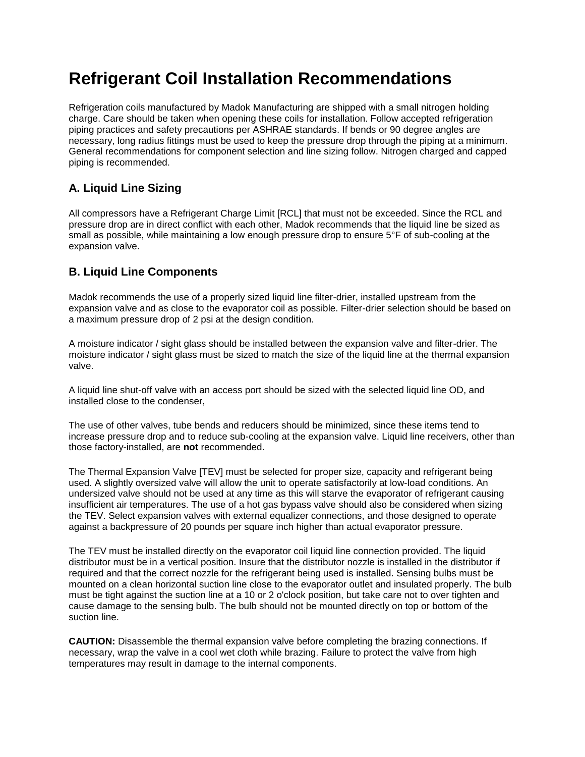# Refrigerant Coil Installation Recommendations

Refrigeration coils manufactured by Madok Manufacturing are shipped with a small nitrogen holding charge. Care should be taken when opening these coils for installation. Follow accepted refrigeration piping practices and safety precautions per ASHRAE standards. If bends or 90 degree angles are necessary, long radius fittings must be used to keep the pressure drop through the piping at a minimum. General recommendations for component selection and line sizing follow. Nitrogen charged and capped piping is recommended.

## A. Liquid Line Sizing

All compressors have a Refrigerant Charge Limit [RCL] that must not be exceeded. Since the RCL and pressure drop are in direct conflict with each other, Madok recommends that the liquid line be sized as small as possible, while maintaining a low enough pressure drop to ensure 5°F of sub-cooling at the expansion valve.

## B. Liquid Line Components

Madok recommends the use of a properly sized liquid line filter-drier, installed upstream from the expansion valve and as close to the evaporator coil as possible. Filter-drier selection should be based on a maximum pressure drop of 2 psi at the design condition.

A moisture indicator / sight glass should be installed between the expansion valve and filter-drier. The moisture indicator / sight glass must be sized to match the size of the liquid line at the thermal expansion valve.

A liquid line shut-off valve with an access port should be sized with the selected liquid line OD, and installed close to the condenser,

The use of other valves, tube bends and reducers should be minimized, since these items tend to increase pressure drop and to reduce sub-cooling at the expansion valve. Liquid line receivers, other than those factory-installed, are **not** recommended.

The Thermal Expansion Valve [TEV] must be selected for proper size, capacity and refrigerant being used. A slightly oversized valve will allow the unit to operate satisfactorily at low-load conditions. An undersized valve should not be used at any time as this will starve the evaporator of refrigerant causing insufficient air temperatures. The use of a hot gas bypass valve should also be considered when sizing the TEV. Select expansion valves with external equalizer connections, and those designed to operate against a backpressure of 20 pounds per square inch higher than actual evaporator pressure.

The TEV must be installed directly on the evaporator coil liquid line connection provided. The liquid distributor must be in a vertical position. Insure that the distributor nozzle is installed in the distributor if required and that the correct nozzle for the refrigerant being used is installed. Sensing bulbs must be mounted on a clean horizontal suction line close to the evaporator outlet and insulated properly. The bulb must be tight against the suction line at a 10 or 2 o'clock position, but take care not to over tighten and cause damage to the sensing bulb. The bulb should not be mounted directly on top or bottom of the suction line.

**CAUTION:** Disassemble the thermal expansion valve before completing the brazing connections. If necessary, wrap the valve in a cool wet cloth while brazing. Failure to protect the valve from high temperatures may result in damage to the internal components.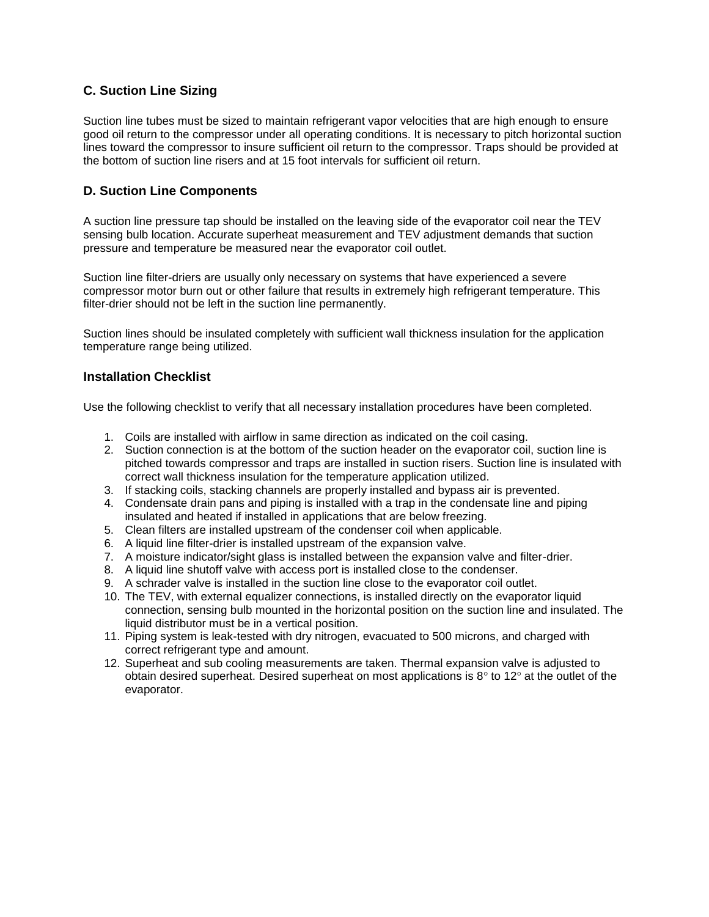### C. Suction Line Sizing

Suction line tubes must be sized to maintain refrigerant vapor velocities that are high enough to ensure good oil return to the compressor under all operating conditions. It is necessary to pitch horizontal suction lines toward the compressor to insure sufficient oil return to the compressor. Traps should be provided at the bottom of suction line risers and at 15 foot intervals for sufficient oil return.

### D. Suction Line Components

A suction line pressure tap should be installed on the leaving side of the evaporator coil near the TEV sensing bulb location. Accurate superheat measurement and TEV adjustment demands that suction pressure and temperature be measured near the evaporator coil outlet.

Suction line filter-driers are usually only necessary on systems that have experienced a severe compressor motor burn out or other failure that results in extremely high refrigerant temperature. This filter-drier should not be left in the suction line permanently.

Suction lines should be insulated completely with sufficient wall thickness insulation for the application temperature range being utilized.

### Installation Checklist

Use the following checklist to verify that all necessary installation procedures have been completed.

1. Coils are installed with airflow in same direction as indicated on the coil casing.
2. Suction connection is at the bottom of the suction header on the evaporator coil, suction line is pitched towards compressor and traps are installed in suction risers. Suction line is insulated with correct wall thickness insulation for the temperature application utilized.
3. If stacking coils, stacking channels are properly installed and bypass air is prevented.
4. Condensate drain pans and piping is installed with a trap in the condensate line and piping insulated and heated if installed in applications that are below freezing.
5. Clean filters are installed upstream of the condenser coil when applicable.
6. A liquid line filter-drier is installed upstream of the expansion valve.
7. A moisture indicator/sight glass is installed between the expansion valve and filter-drier.
8. A liquid line shutoff valve with access port is installed close to the condenser.
9. A schrader valve is installed in the suction line close to the evaporator coil outlet.
10. The TEV, with external equalizer connections, is installed directly on the evaporator liquid connection, sensing bulb mounted in the horizontal position on the suction line and insulated. The liquid distributor must be in a vertical position.
11. Piping system is leak-tested with dry nitrogen, evacuated to 500 microns, and charged with correct refrigerant type and amount.
12. Superheat and sub cooling measurements are taken. Thermal expansion valve is adjusted to obtain desired superheat. Desired superheat on most applications is 8° to 12° at the outlet of the evaporator.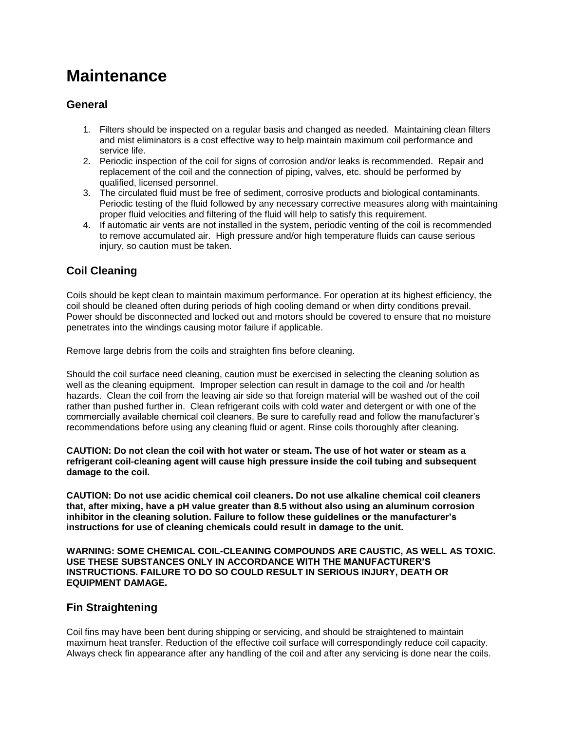# Maintenance

## General

1. Filters should be inspected on a regular basis and changed as needed. Maintaining clean filters and mist eliminators is a cost effective way to help maintain maximum coil performance and service life.
2. Periodic inspection of the coil for signs of corrosion and/or leaks is recommended. Repair and replacement of the coil and the connection of piping, valves, etc. should be performed by qualified, licensed personnel.
3. The circulated fluid must be free of sediment, corrosive products and biological contaminants. Periodic testing of the fluid followed by any necessary corrective measures along with maintaining proper fluid velocities and filtering of the fluid will help to satisfy this requirement.
4. If automatic air vents are not installed in the system, periodic venting of the coil is recommended to remove accumulated air. High pressure and/or high temperature fluids can cause serious injury, so caution must be taken.

## Coil Cleaning

Coils should be kept clean to maintain maximum performance. For operation at its highest efficiency, the coil should be cleaned often during periods of high cooling demand or when dirty conditions prevail. Power should be disconnected and locked out and motors should be covered to ensure that no moisture penetrates into the windings causing motor failure if applicable.

Remove large debris from the coils and straighten fins before cleaning.

Should the coil surface need cleaning, caution must be exercised in selecting the cleaning solution as well as the cleaning equipment. Improper selection can result in damage to the coil and /or health hazards. Clean the coil from the leaving air side so that foreign material will be washed out of the coil rather than pushed further in. Clean refrigerant coils with cold water and detergent or with one of the commercially available chemical coil cleaners. Be sure to carefully read and follow the manufacturer's recommendations before using any cleaning fluid or agent. Rinse coils thoroughly after cleaning.

**CAUTION: Do not clean the coil with hot water or steam. The use of hot water or steam as a refrigerant coil-cleaning agent will cause high pressure inside the coil tubing and subsequent damage to the coil.**

**CAUTION: Do not use acidic chemical coil cleaners. Do not use alkaline chemical coil cleaners that, after mixing, have a pH value greater than 8.5 without also using an aluminum corrosion inhibitor in the cleaning solution. Failure to follow these guidelines or the manufacturer's instructions for use of cleaning chemicals could result in damage to the unit.**

**WARNING: SOME CHEMICAL COIL-CLEANING COMPOUNDS ARE CAUSTIC, AS WELL AS TOXIC. USE THESE SUBSTANCES ONLY IN ACCORDANCE WITH THE MANUFACTURER'S INSTRUCTIONS. FAILURE TO DO SO COULD RESULT IN SERIOUS INJURY, DEATH OR EQUIPMENT DAMAGE.**

## Fin Straightening

Coil fins may have been bent during shipping or servicing, and should be straightened to maintain maximum heat transfer. Reduction of the effective coil surface will correspondingly reduce coil capacity. Always check fin appearance after any handling of the coil and after any servicing is done near the coils.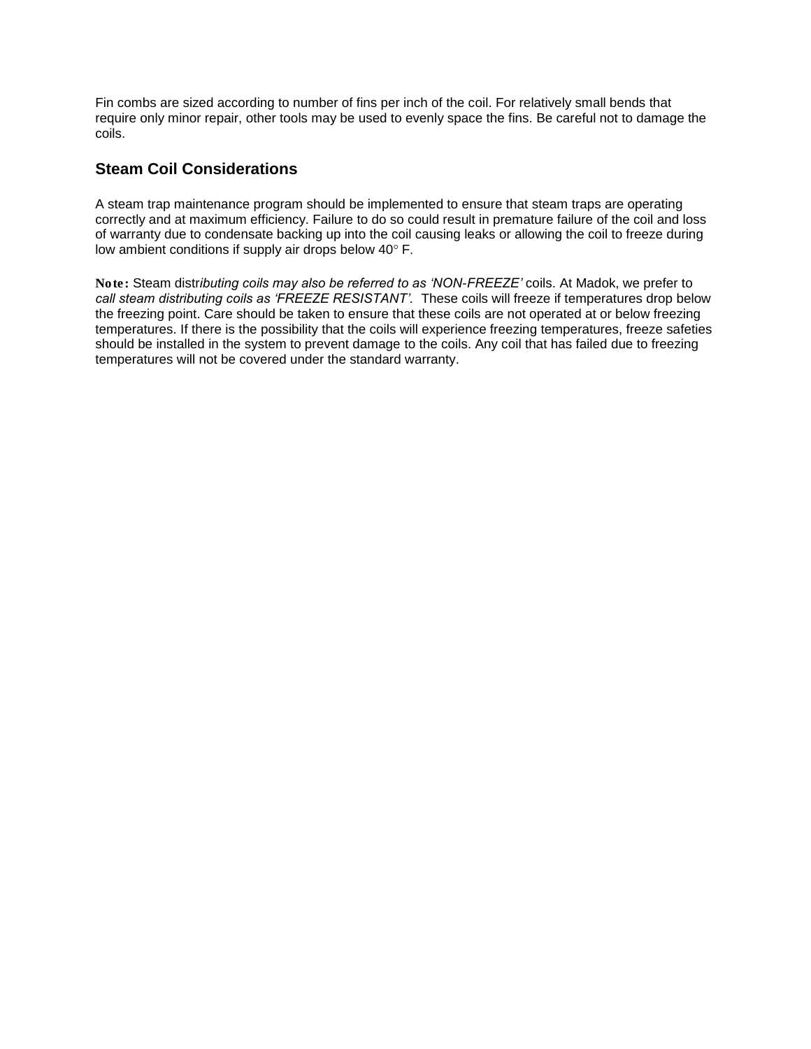Fin combs are sized according to number of fins per inch of the coil. For relatively small bends that require only minor repair, other tools may be used to evenly space the fins. Be careful not to damage the coils.

## Steam Coil Considerations

A steam trap maintenance program should be implemented to ensure that steam traps are operating correctly and at maximum efficiency. Failure to do so could result in premature failure of the coil and loss of warranty due to condensate backing up into the coil causing leaks or allowing the coil to freeze during low ambient conditions if supply air drops below 40° F.

**Note:** Steam distr*ibuting coils may also be referred to as 'NON-FREEZE'* coils. At Madok, we prefer to *call steam distributing coils as 'FREEZE RESISTANT'.* These coils will freeze if temperatures drop below the freezing point. Care should be taken to ensure that these coils are not operated at or below freezing temperatures. If there is the possibility that the coils will experience freezing temperatures, freeze safeties should be installed in the system to prevent damage to the coils. Any coil that has failed due to freezing temperatures will not be covered under the standard warranty.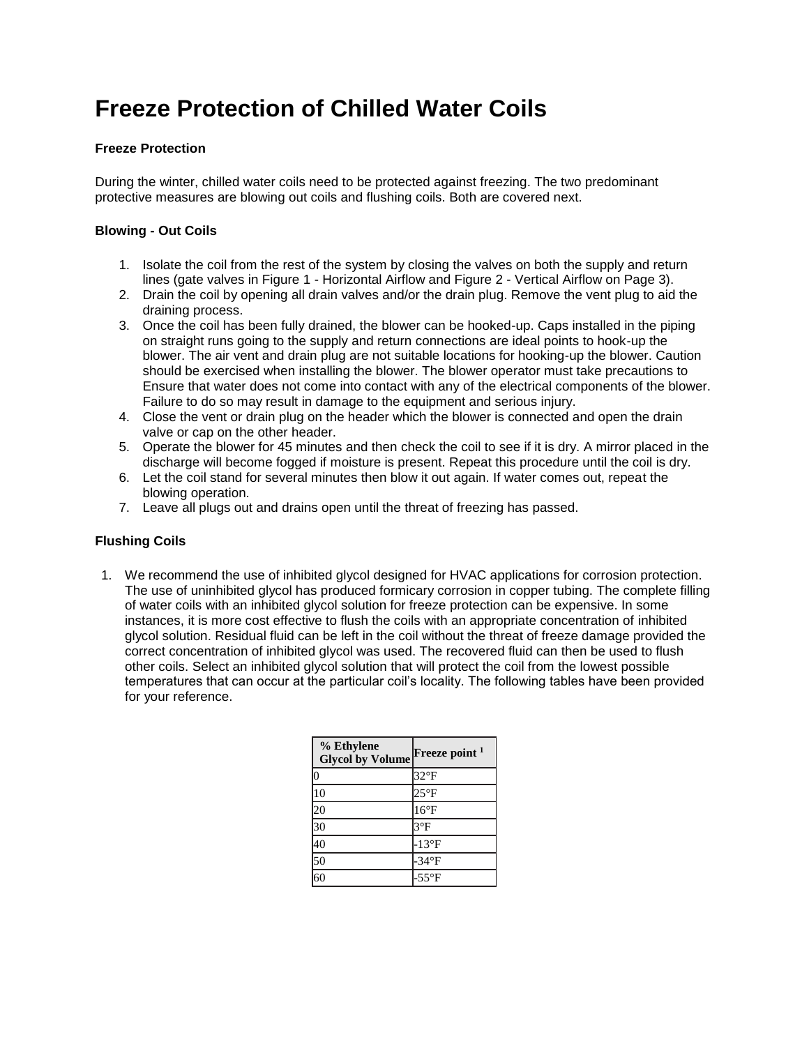# Freeze Protection of Chilled Water Coils

### Freeze Protection

During the winter, chilled water coils need to be protected against freezing. The two predominant protective measures are blowing out coils and flushing coils. Both are covered next.

### Blowing - Out Coils

1. Isolate the coil from the rest of the system by closing the valves on both the supply and return lines (gate valves in Figure 1 - Horizontal Airflow and Figure 2 - Vertical Airflow on Page 3).
2. Drain the coil by opening all drain valves and/or the drain plug. Remove the vent plug to aid the draining process.
3. Once the coil has been fully drained, the blower can be hooked-up. Caps installed in the piping on straight runs going to the supply and return connections are ideal points to hook-up the blower. The air vent and drain plug are not suitable locations for hooking-up the blower. Caution should be exercised when installing the blower. The blower operator must take precautions to Ensure that water does not come into contact with any of the electrical components of the blower. Failure to do so may result in damage to the equipment and serious injury.
4. Close the vent or drain plug on the header which the blower is connected and open the drain valve or cap on the other header.
5. Operate the blower for 45 minutes and then check the coil to see if it is dry. A mirror placed in the discharge will become fogged if moisture is present. Repeat this procedure until the coil is dry.
6. Let the coil stand for several minutes then blow it out again. If water comes out, repeat the blowing operation.
7. Leave all plugs out and drains open until the threat of freezing has passed.

### Flushing Coils

1. We recommend the use of inhibited glycol designed for HVAC applications for corrosion protection. The use of uninhibited glycol has produced formicary corrosion in copper tubing. The complete filling of water coils with an inhibited glycol solution for freeze protection can be expensive. In some instances, it is more cost effective to flush the coils with an appropriate concentration of inhibited glycol solution. Residual fluid can be left in the coil without the threat of freeze damage provided the correct concentration of inhibited glycol was used. The recovered fluid can then be used to flush other coils. Select an inhibited glycol solution that will protect the coil from the lowest possible temperatures that can occur at the particular coil's locality. The following tables have been provided for your reference.

| % Ethylene Glycol by Volume | Freeze point [1] |
|---|---|
| 0 | 32°F |
| 10 | 25°F |
| 20 | 16°F |
| 30 | 3°F |
| 40 | -13°F |
| 50 | -34°F |
| 60 | -55°F |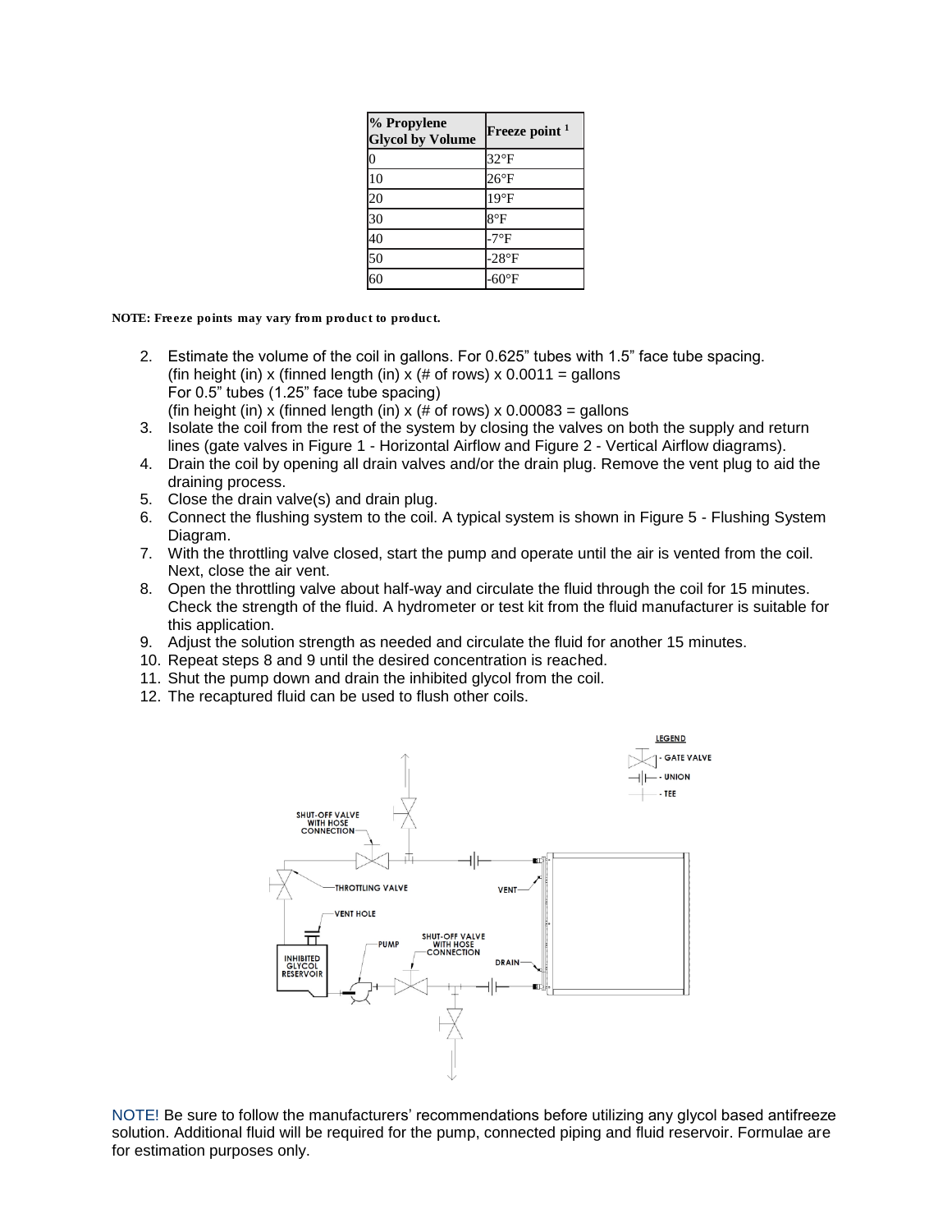| % Propylene Glycol by Volume | Freeze point [1] |
|---|---|
| 0 | 32°F |
| 10 | 26°F |
| 20 | 19°F |
| 30 | 8°F |
| 40 | -7°F |
| 50 | -28°F |
| 60 | -60°F |

**NOTE: Freeze points may vary from product to product.**

2. Estimate the volume of the coil in gallons. For 0.625" tubes with 1.5" face tube spacing.
   (fin height (in) x (finned length (in) x (# of rows) x 0.0011 = gallons
   For 0.5" tubes (1.25" face tube spacing)
   (fin height (in) x (finned length (in) x (# of rows) x 0.00083 = gallons
3. Isolate the coil from the rest of the system by closing the valves on both the supply and return lines (gate valves in Figure 1 - Horizontal Airflow and Figure 2 - Vertical Airflow diagrams).
4. Drain the coil by opening all drain valves and/or the drain plug. Remove the vent plug to aid the draining process.
5. Close the drain valve(s) and drain plug.
6. Connect the flushing system to the coil. A typical system is shown in Figure 5 - Flushing System Diagram.
7. With the throttling valve closed, start the pump and operate until the air is vented from the coil. Next, close the air vent.
8. Open the throttling valve about half-way and circulate the fluid through the coil for 15 minutes. Check the strength of the fluid. A hydrometer or test kit from the fluid manufacturer is suitable for this application.
9. Adjust the solution strength as needed and circulate the fluid for another 15 minutes.
10. Repeat steps 8 and 9 until the desired concentration is reached.
11. Shut the pump down and drain the inhibited glycol from the coil.
12. The recaptured fluid can be used to flush other coils.

LEGEND
- GATE VALVE
- UNION
- TEE

SHUT-OFF VALVE WITH HOSE CONNECTION
THROTTLING VALVE
VENT
VENT HOLE
PUMP
SHUT-OFF VALVE WITH HOSE CONNECTION
INHIBITED GLYCOL RESERVOIR
DRAIN

NOTE! Be sure to follow the manufacturers' recommendations before utilizing any glycol based antifreeze solution. Additional fluid will be required for the pump, connected piping and fluid reservoir. Formulae are for estimation purposes only.